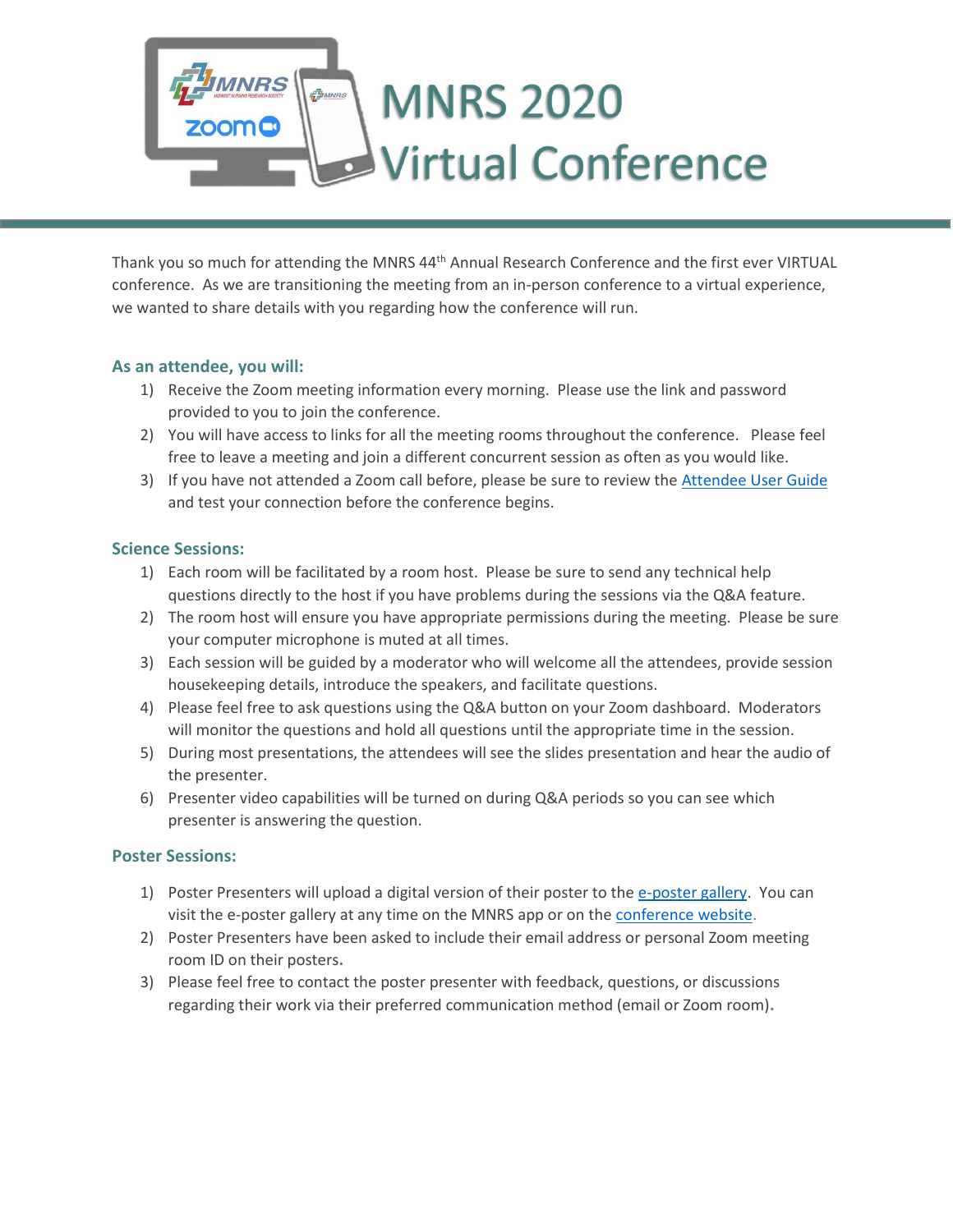# MNRS 2020 Virtual Conference

Thank you so much for attending the MNRS 44th Annual Research Conference and the first ever VIRTUAL conference. As we are transitioning the meeting from an in-person conference to a virtual experience, we wanted to share details with you regarding how the conference will run.

### As an attendee, you will:

1) Receive the Zoom meeting information every morning. Please use the link and password provided to you to join the conference.
2) You will have access to links for all the meeting rooms throughout the conference. Please feel free to leave a meeting and join a different concurrent session as often as you would like.
3) If you have not attended a Zoom call before, please be sure to review the Attendee User Guide and test your connection before the conference begins.

### Science Sessions:

1) Each room will be facilitated by a room host. Please be sure to send any technical help questions directly to the host if you have problems during the sessions via the Q&A feature.
2) The room host will ensure you have appropriate permissions during the meeting. Please be sure your computer microphone is muted at all times.
3) Each session will be guided by a moderator who will welcome all the attendees, provide session housekeeping details, introduce the speakers, and facilitate questions.
4) Please feel free to ask questions using the Q&A button on your Zoom dashboard. Moderators will monitor the questions and hold all questions until the appropriate time in the session.
5) During most presentations, the attendees will see the slides presentation and hear the audio of the presenter.
6) Presenter video capabilities will be turned on during Q&A periods so you can see which presenter is answering the question.

### Poster Sessions:

1) Poster Presenters will upload a digital version of their poster to the e-poster gallery. You can visit the e-poster gallery at any time on the MNRS app or on the conference website.
2) Poster Presenters have been asked to include their email address or personal Zoom meeting room ID on their posters.
3) Please feel free to contact the poster presenter with feedback, questions, or discussions regarding their work via their preferred communication method (email or Zoom room).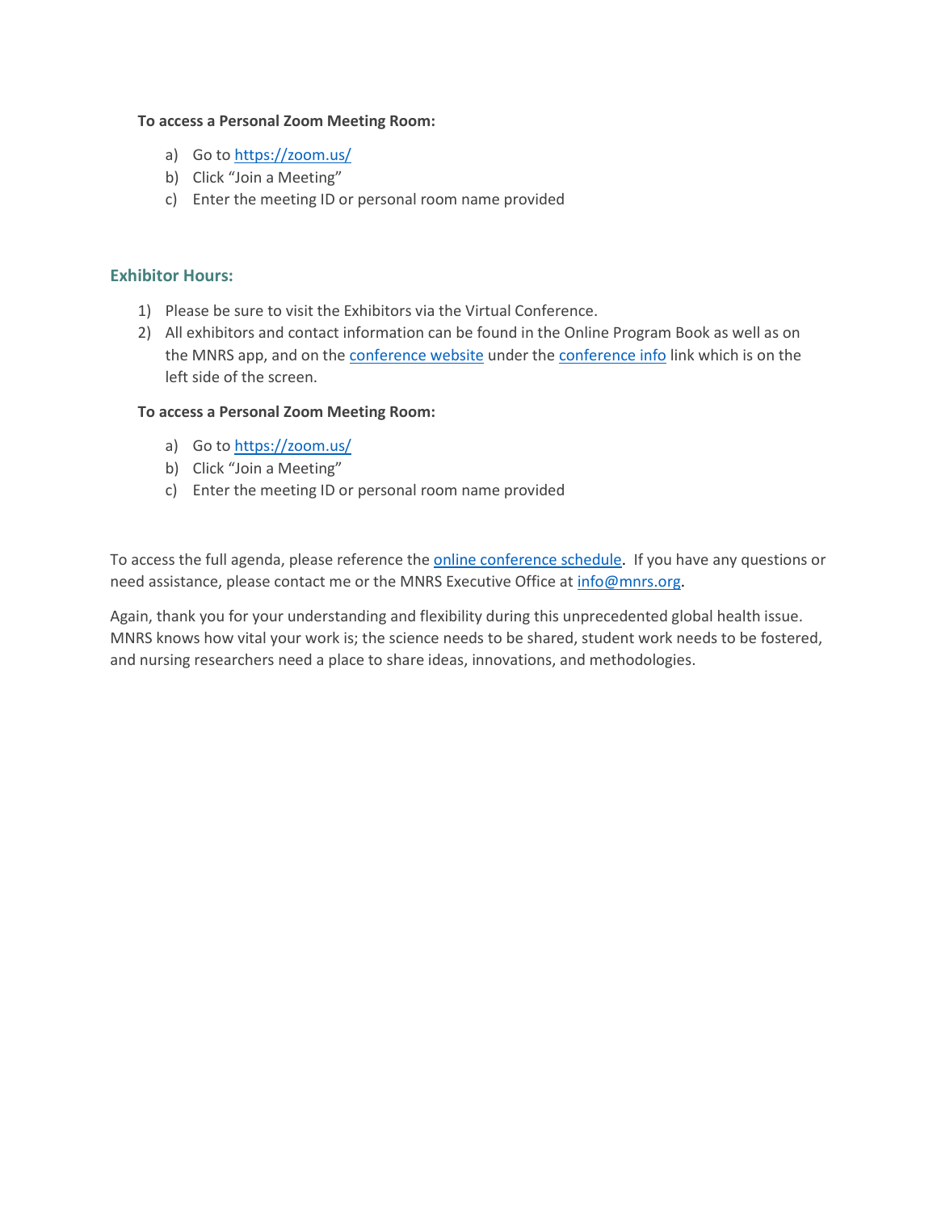**To access a Personal Zoom Meeting Room:**

a) Go to https://zoom.us/
b) Click "Join a Meeting"
c) Enter the meeting ID or personal room name provided

## Exhibitor Hours:

1) Please be sure to visit the Exhibitors via the Virtual Conference.
2) All exhibitors and contact information can be found in the Online Program Book as well as on the MNRS app, and on the conference website under the conference info link which is on the left side of the screen.

**To access a Personal Zoom Meeting Room:**

a) Go to https://zoom.us/
b) Click "Join a Meeting"
c) Enter the meeting ID or personal room name provided

To access the full agenda, please reference the online conference schedule. If you have any questions or need assistance, please contact me or the MNRS Executive Office at info@mnrs.org.

Again, thank you for your understanding and flexibility during this unprecedented global health issue. MNRS knows how vital your work is; the science needs to be shared, student work needs to be fostered, and nursing researchers need a place to share ideas, innovations, and methodologies.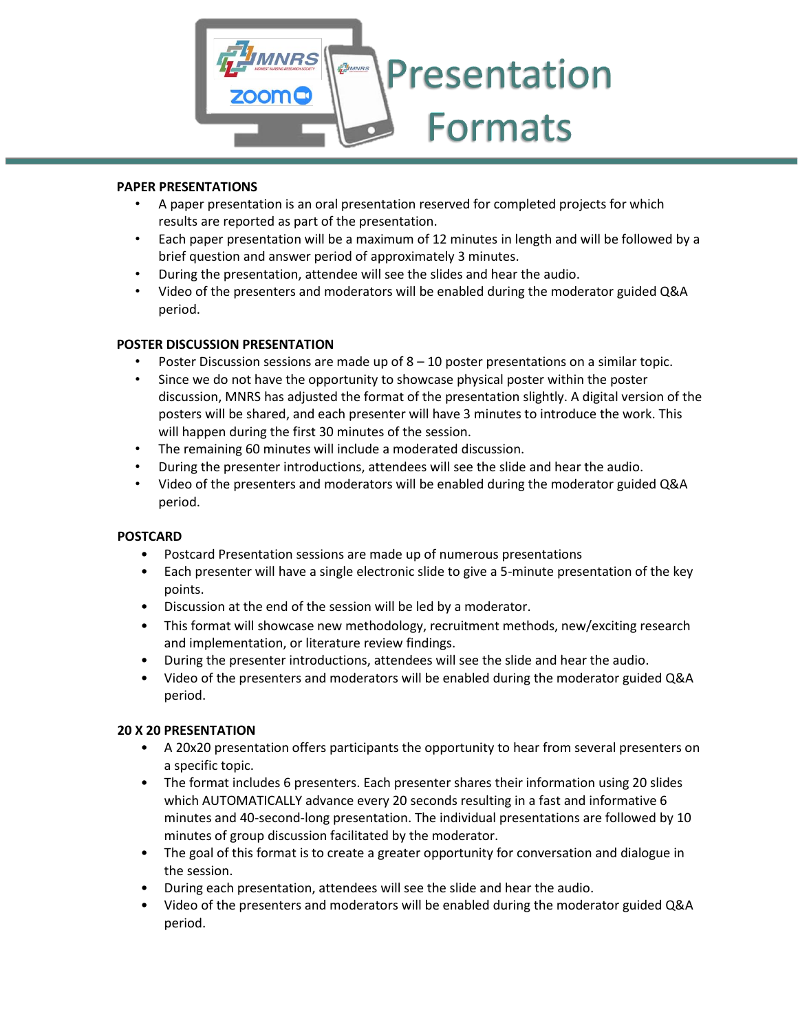# Presentation Formats

**PAPER PRESENTATIONS**

- A paper presentation is an oral presentation reserved for completed projects for which results are reported as part of the presentation.
- Each paper presentation will be a maximum of 12 minutes in length and will be followed by a brief question and answer period of approximately 3 minutes.
- During the presentation, attendee will see the slides and hear the audio.
- Video of the presenters and moderators will be enabled during the moderator guided Q&A period.

**POSTER DISCUSSION PRESENTATION**

- Poster Discussion sessions are made up of 8 – 10 poster presentations on a similar topic.
- Since we do not have the opportunity to showcase physical poster within the poster discussion, MNRS has adjusted the format of the presentation slightly. A digital version of the posters will be shared, and each presenter will have 3 minutes to introduce the work. This will happen during the first 30 minutes of the session.
- The remaining 60 minutes will include a moderated discussion.
- During the presenter introductions, attendees will see the slide and hear the audio.
- Video of the presenters and moderators will be enabled during the moderator guided Q&A period.

**POSTCARD**

- Postcard Presentation sessions are made up of numerous presentations
- Each presenter will have a single electronic slide to give a 5-minute presentation of the key points.
- Discussion at the end of the session will be led by a moderator.
- This format will showcase new methodology, recruitment methods, new/exciting research and implementation, or literature review findings.
- During the presenter introductions, attendees will see the slide and hear the audio.
- Video of the presenters and moderators will be enabled during the moderator guided Q&A period.

**20 X 20 PRESENTATION**

- A 20x20 presentation offers participants the opportunity to hear from several presenters on a specific topic.
- The format includes 6 presenters. Each presenter shares their information using 20 slides which AUTOMATICALLY advance every 20 seconds resulting in a fast and informative 6 minutes and 40-second-long presentation. The individual presentations are followed by 10 minutes of group discussion facilitated by the moderator.
- The goal of this format is to create a greater opportunity for conversation and dialogue in the session.
- During each presentation, attendees will see the slide and hear the audio.
- Video of the presenters and moderators will be enabled during the moderator guided Q&A period.